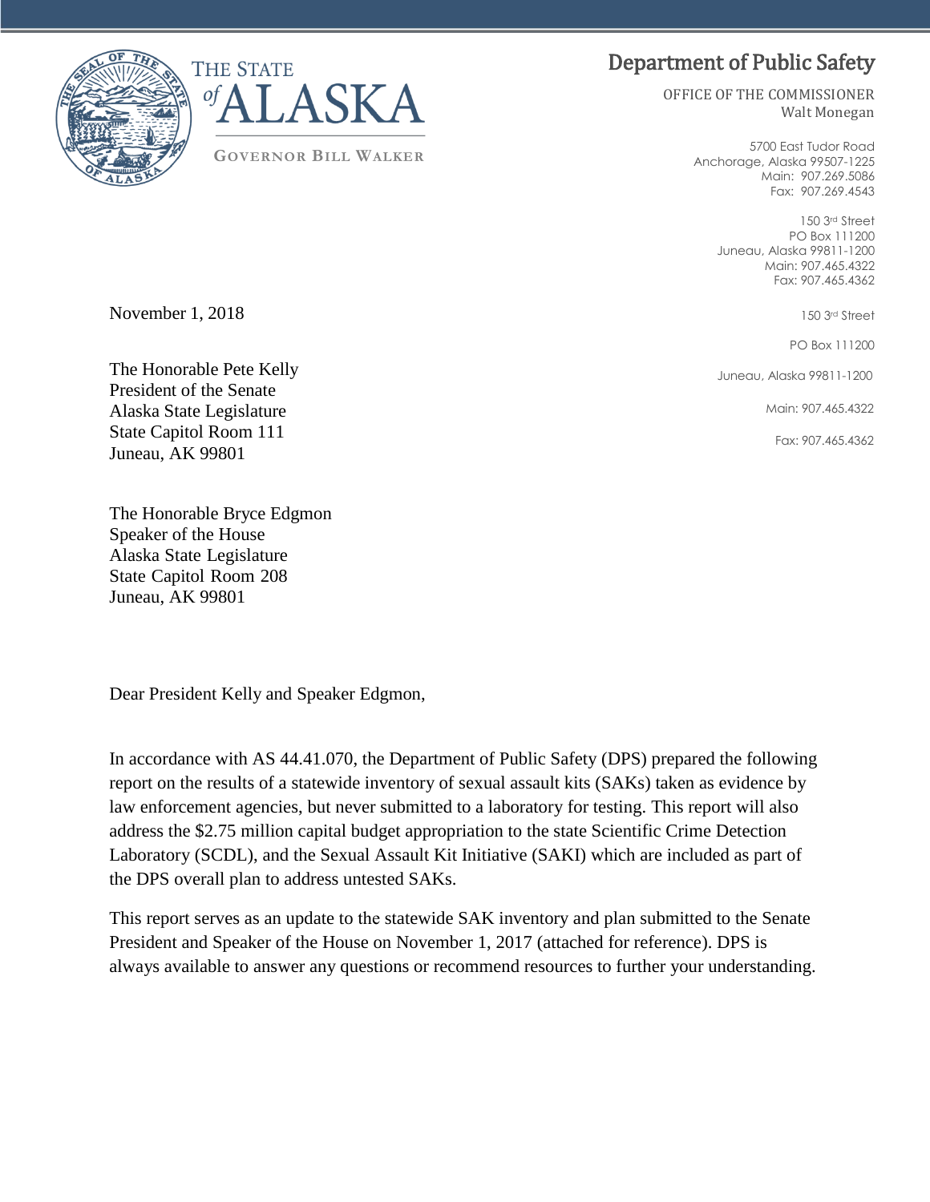THE STATE of ALASKA

GOVERNOR BILL WALKER

Department of Public Safety

OFFICE OF THE COMMISSIONER
Walt Monegan

5700 East Tudor Road
Anchorage, Alaska 99507-1225
Main: 907.269.5086
Fax: 907.269.4543

150 3rd Street
PO Box 111200
Juneau, Alaska 99811-1200
Main: 907.465.4322
Fax: 907.465.4362

150 3rd Street

PO Box 111200

Juneau, Alaska 99811-1200

Main: 907.465.4322

Fax: 907.465.4362

November 1, 2018

The Honorable Pete Kelly
President of the Senate
Alaska State Legislature
State Capitol Room 111
Juneau, AK 99801

The Honorable Bryce Edgmon
Speaker of the House
Alaska State Legislature
State Capitol Room 208
Juneau, AK 99801

Dear President Kelly and Speaker Edgmon,

In accordance with AS 44.41.070, the Department of Public Safety (DPS) prepared the following report on the results of a statewide inventory of sexual assault kits (SAKs) taken as evidence by law enforcement agencies, but never submitted to a laboratory for testing. This report will also address the $2.75 million capital budget appropriation to the state Scientific Crime Detection Laboratory (SCDL), and the Sexual Assault Kit Initiative (SAKI) which are included as part of the DPS overall plan to address untested SAKs.

This report serves as an update to the statewide SAK inventory and plan submitted to the Senate President and Speaker of the House on November 1, 2017 (attached for reference). DPS is always available to answer any questions or recommend resources to further your understanding.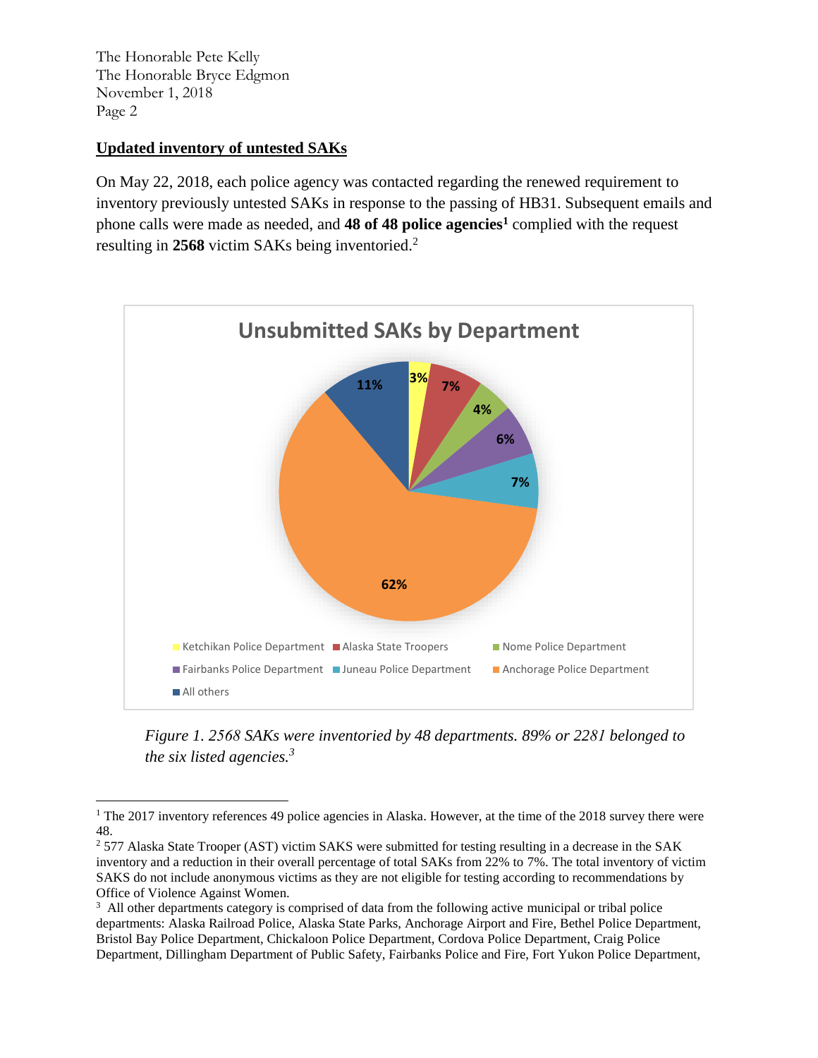## Updated inventory of untested SAKs

On May 22, 2018, each police agency was contacted regarding the renewed requirement to inventory previously untested SAKs in response to the passing of HB31. Subsequent emails and phone calls were made as needed, and **48 of 48 police agencies**[1] complied with the request resulting in **2568** victim SAKs being inventoried.[2]

**Unsubmitted SAKs by Department**

| Department | Percentage |
|---|---|
| Ketchikan Police Department | 3% |
| Alaska State Troopers | 7% |
| Nome Police Department | 4% |
| Fairbanks Police Department | 6% |
| Juneau Police Department | 7% |
| Anchorage Police Department | 62% |
| All others | 11% |

*Figure 1. 2568 SAKs were inventoried by 48 departments. 89% or 2281 belonged to the six listed agencies.*[3]

---

[1] The 2017 inventory references 49 police agencies in Alaska. However, at the time of the 2018 survey there were 48.

[2] 577 Alaska State Trooper (AST) victim SAKS were submitted for testing resulting in a decrease in the SAK inventory and a reduction in their overall percentage of total SAKs from 22% to 7%. The total inventory of victim SAKS do not include anonymous victims as they are not eligible for testing according to recommendations by Office of Violence Against Women.

[3] All other departments category is comprised of data from the following active municipal or tribal police departments: Alaska Railroad Police, Alaska State Parks, Anchorage Airport and Fire, Bethel Police Department, Bristol Bay Police Department, Chickaloon Police Department, Cordova Police Department, Craig Police Department, Dillingham Department of Public Safety, Fairbanks Police and Fire, Fort Yukon Police Department,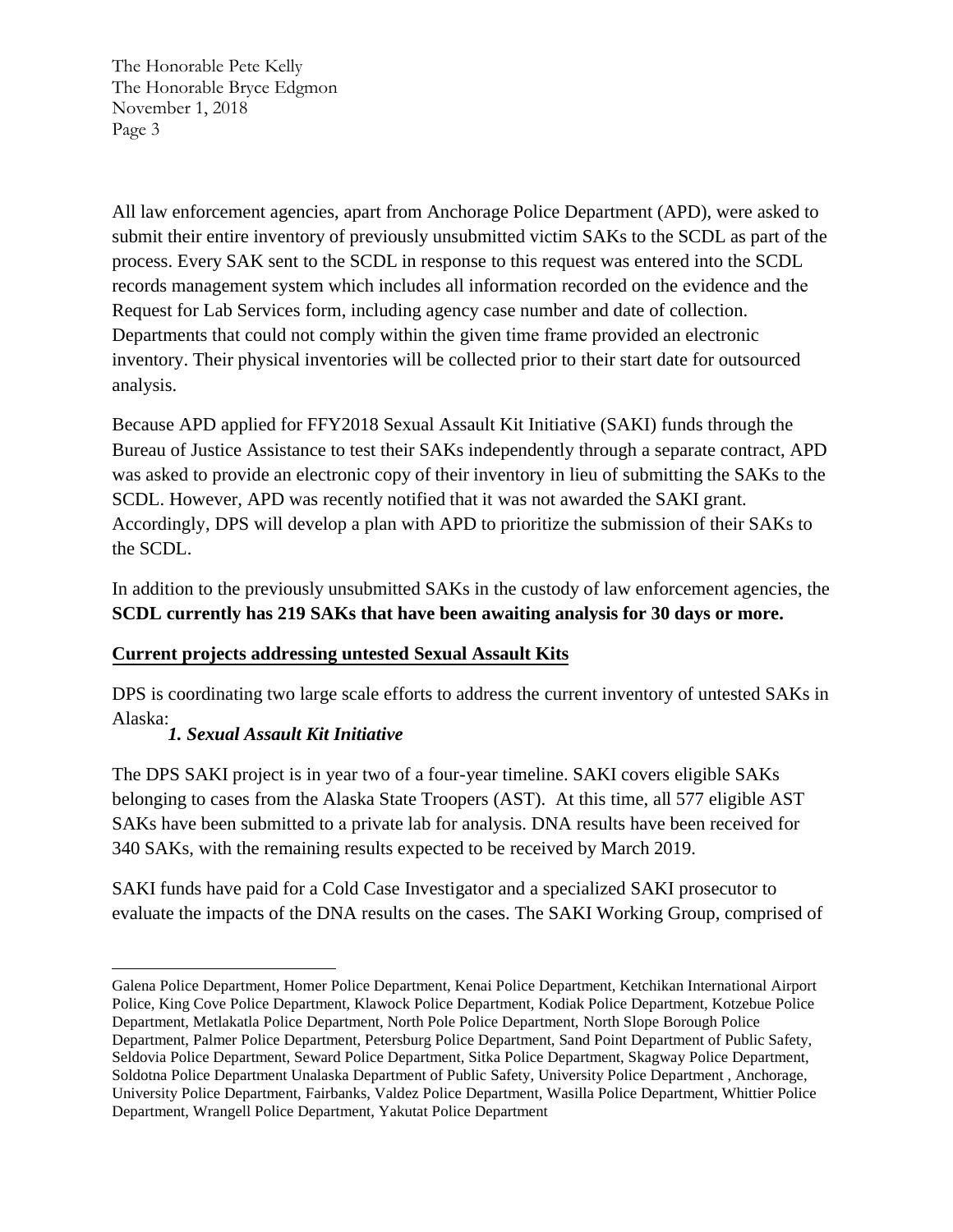All law enforcement agencies, apart from Anchorage Police Department (APD), were asked to submit their entire inventory of previously unsubmitted victim SAKs to the SCDL as part of the process. Every SAK sent to the SCDL in response to this request was entered into the SCDL records management system which includes all information recorded on the evidence and the Request for Lab Services form, including agency case number and date of collection. Departments that could not comply within the given time frame provided an electronic inventory. Their physical inventories will be collected prior to their start date for outsourced analysis.

Because APD applied for FFY2018 Sexual Assault Kit Initiative (SAKI) funds through the Bureau of Justice Assistance to test their SAKs independently through a separate contract, APD was asked to provide an electronic copy of their inventory in lieu of submitting the SAKs to the SCDL. However, APD was recently notified that it was not awarded the SAKI grant. Accordingly, DPS will develop a plan with APD to prioritize the submission of their SAKs to the SCDL.

In addition to the previously unsubmitted SAKs in the custody of law enforcement agencies, the **SCDL currently has 219 SAKs that have been awaiting analysis for 30 days or more.**

## Current projects addressing untested Sexual Assault Kits

DPS is coordinating two large scale efforts to address the current inventory of untested SAKs in Alaska:

### *1. Sexual Assault Kit Initiative*

The DPS SAKI project is in year two of a four-year timeline. SAKI covers eligible SAKs belonging to cases from the Alaska State Troopers (AST). At this time, all 577 eligible AST SAKs have been submitted to a private lab for analysis. DNA results have been received for 340 SAKs, with the remaining results expected to be received by March 2019.

SAKI funds have paid for a Cold Case Investigator and a specialized SAKI prosecutor to evaluate the impacts of the DNA results on the cases. The SAKI Working Group, comprised of

---

Galena Police Department, Homer Police Department, Kenai Police Department, Ketchikan International Airport Police, King Cove Police Department, Klawock Police Department, Kodiak Police Department, Kotzebue Police Department, Metlakatla Police Department, North Pole Police Department, North Slope Borough Police Department, Palmer Police Department, Petersburg Police Department, Sand Point Department of Public Safety, Seldovia Police Department, Seward Police Department, Sitka Police Department, Skagway Police Department, Soldotna Police Department Unalaska Department of Public Safety, University Police Department , Anchorage, University Police Department, Fairbanks, Valdez Police Department, Wasilla Police Department, Whittier Police Department, Wrangell Police Department, Yakutat Police Department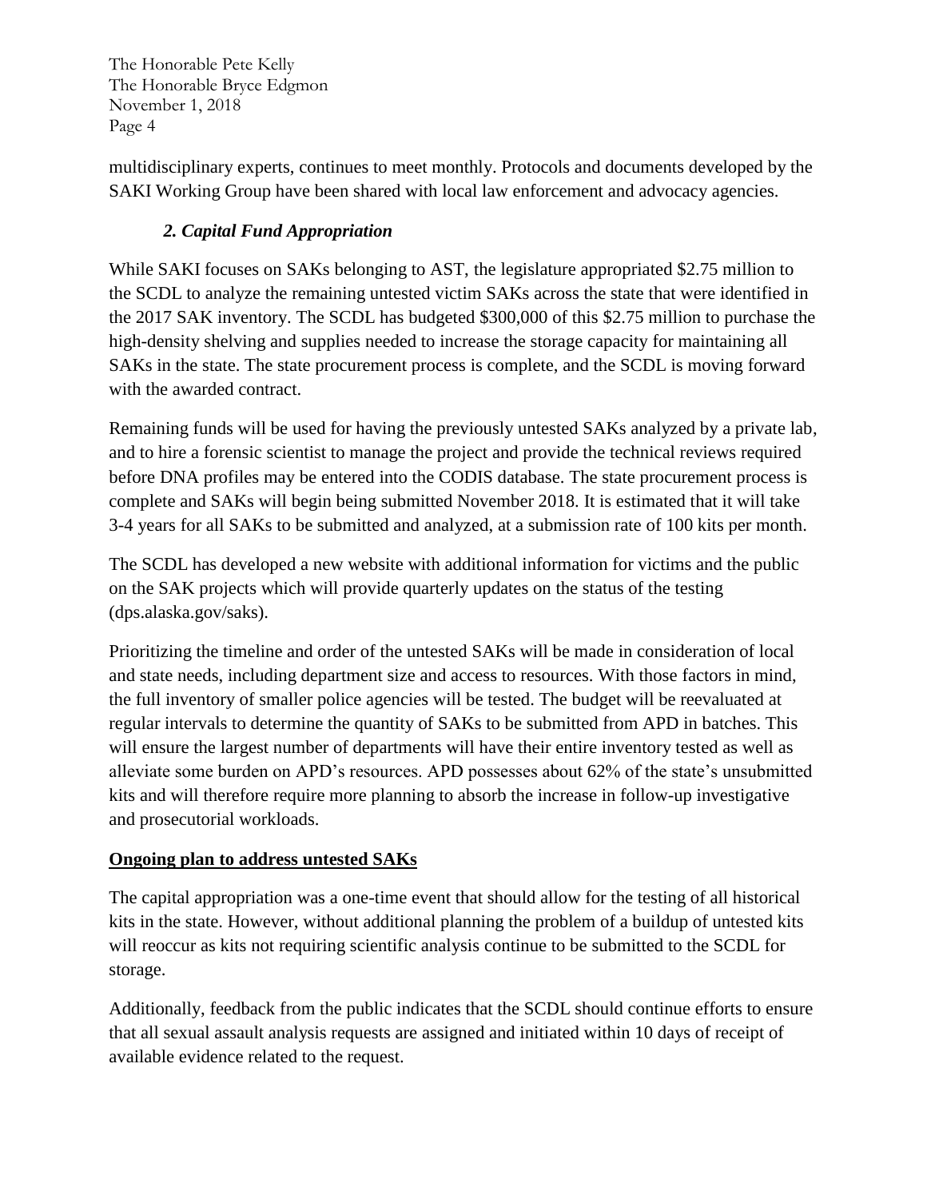multidisciplinary experts, continues to meet monthly. Protocols and documents developed by the SAKI Working Group have been shared with local law enforcement and advocacy agencies.

### *2. Capital Fund Appropriation*

While SAKI focuses on SAKs belonging to AST, the legislature appropriated $2.75 million to the SCDL to analyze the remaining untested victim SAKs across the state that were identified in the 2017 SAK inventory. The SCDL has budgeted $300,000 of this $2.75 million to purchase the high-density shelving and supplies needed to increase the storage capacity for maintaining all SAKs in the state. The state procurement process is complete, and the SCDL is moving forward with the awarded contract.

Remaining funds will be used for having the previously untested SAKs analyzed by a private lab, and to hire a forensic scientist to manage the project and provide the technical reviews required before DNA profiles may be entered into the CODIS database. The state procurement process is complete and SAKs will begin being submitted November 2018. It is estimated that it will take 3-4 years for all SAKs to be submitted and analyzed, at a submission rate of 100 kits per month.

The SCDL has developed a new website with additional information for victims and the public on the SAK projects which will provide quarterly updates on the status of the testing (dps.alaska.gov/saks).

Prioritizing the timeline and order of the untested SAKs will be made in consideration of local and state needs, including department size and access to resources. With those factors in mind, the full inventory of smaller police agencies will be tested. The budget will be reevaluated at regular intervals to determine the quantity of SAKs to be submitted from APD in batches. This will ensure the largest number of departments will have their entire inventory tested as well as alleviate some burden on APD's resources. APD possesses about 62% of the state's unsubmitted kits and will therefore require more planning to absorb the increase in follow-up investigative and prosecutorial workloads.

**Ongoing plan to address untested SAKs**

The capital appropriation was a one-time event that should allow for the testing of all historical kits in the state. However, without additional planning the problem of a buildup of untested kits will reoccur as kits not requiring scientific analysis continue to be submitted to the SCDL for storage.

Additionally, feedback from the public indicates that the SCDL should continue efforts to ensure that all sexual assault analysis requests are assigned and initiated within 10 days of receipt of available evidence related to the request.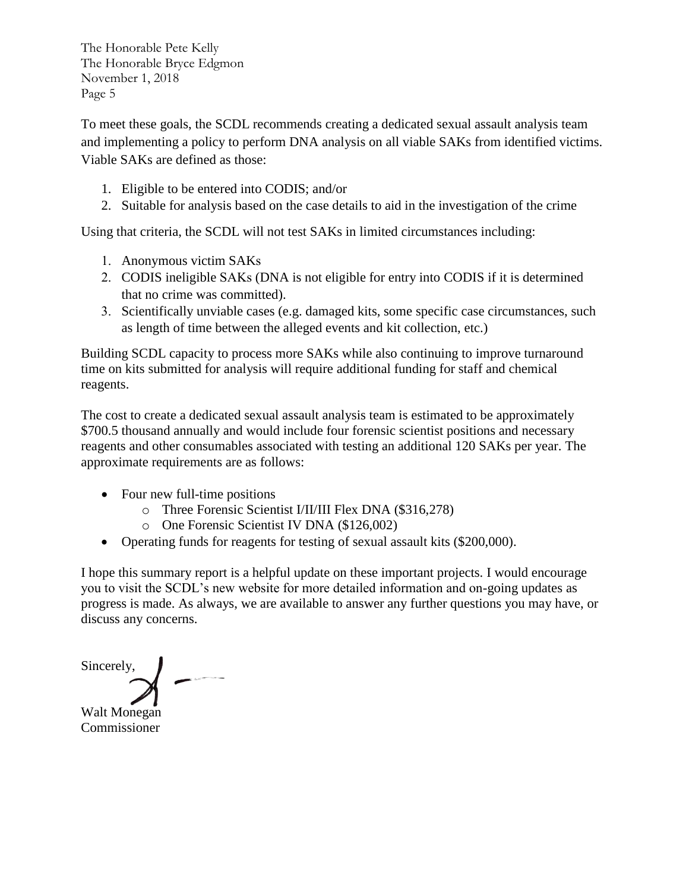To meet these goals, the SCDL recommends creating a dedicated sexual assault analysis team and implementing a policy to perform DNA analysis on all viable SAKs from identified victims. Viable SAKs are defined as those:

1. Eligible to be entered into CODIS; and/or
2. Suitable for analysis based on the case details to aid in the investigation of the crime

Using that criteria, the SCDL will not test SAKs in limited circumstances including:

1. Anonymous victim SAKs
2. CODIS ineligible SAKs (DNA is not eligible for entry into CODIS if it is determined that no crime was committed).
3. Scientifically unviable cases (e.g. damaged kits, some specific case circumstances, such as length of time between the alleged events and kit collection, etc.)

Building SCDL capacity to process more SAKs while also continuing to improve turnaround time on kits submitted for analysis will require additional funding for staff and chemical reagents.

The cost to create a dedicated sexual assault analysis team is estimated to be approximately $700.5 thousand annually and would include four forensic scientist positions and necessary reagents and other consumables associated with testing an additional 120 SAKs per year. The approximate requirements are as follows:

- Four new full-time positions
  - Three Forensic Scientist I/II/III Flex DNA ($316,278)
  - One Forensic Scientist IV DNA ($126,002)
- Operating funds for reagents for testing of sexual assault kits ($200,000).

I hope this summary report is a helpful update on these important projects. I would encourage you to visit the SCDL's new website for more detailed information and on-going updates as progress is made. As always, we are available to answer any further questions you may have, or discuss any concerns.

Sincerely,

Walt Monegan
Commissioner